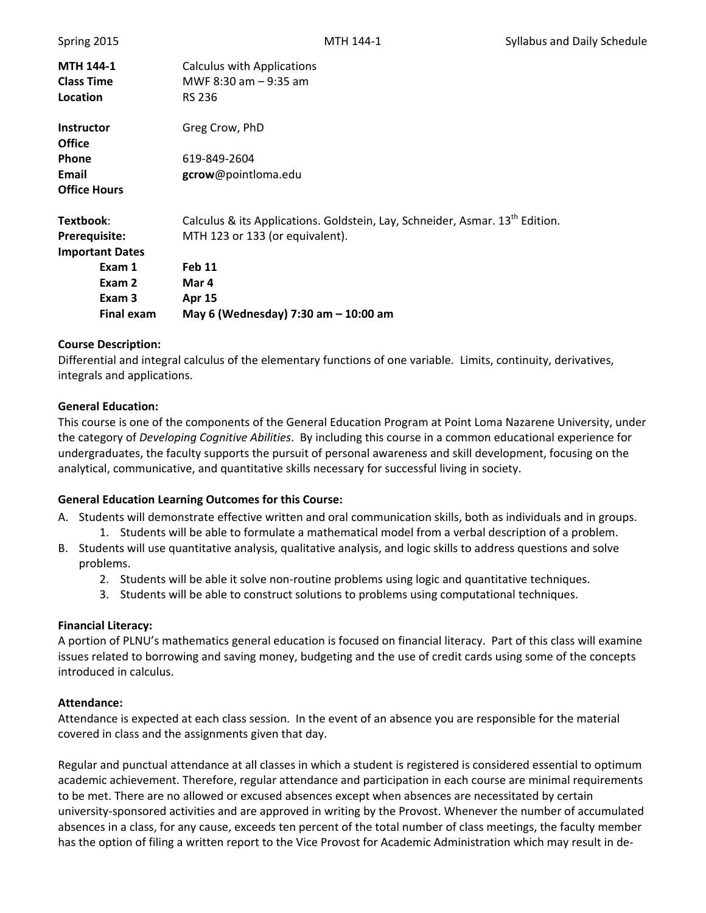| | |
|---|---|
| **MTH 144-1** | Calculus with Applications |
| **Class Time** | MWF 8:30 am – 9:35 am |
| **Location** | RS 236 |
| | |
| **Instructor** | Greg Crow, PhD |
| **Office** | |
| **Phone** | 619-849-2604 |
| **Email** | **gcrow**@pointloma.edu |
| **Office Hours** | |
| | |
| **Textbook**: | Calculus & its Applications. Goldstein, Lay, Schneider, Asmar. 13th Edition. |
| **Prerequisite:** | MTH 123 or 133 (or equivalent). |
| **Important Dates** | |
| **Exam 1** | **Feb 11** |
| **Exam 2** | **Mar 4** |
| **Exam 3** | **Apr 15** |
| **Final exam** | **May 6 (Wednesday) 7:30 am – 10:00 am** |

**Course Description:**
Differential and integral calculus of the elementary functions of one variable. Limits, continuity, derivatives, integrals and applications.

**General Education:**
This course is one of the components of the General Education Program at Point Loma Nazarene University, under the category of *Developing Cognitive Abilities*. By including this course in a common educational experience for undergraduates, the faculty supports the pursuit of personal awareness and skill development, focusing on the analytical, communicative, and quantitative skills necessary for successful living in society.

**General Education Learning Outcomes for this Course:**

A. Students will demonstrate effective written and oral communication skills, both as individuals and in groups.
   1. Students will be able to formulate a mathematical model from a verbal description of a problem.

B. Students will use quantitative analysis, qualitative analysis, and logic skills to address questions and solve problems.
   2. Students will be able it solve non-routine problems using logic and quantitative techniques.
   3. Students will be able to construct solutions to problems using computational techniques.

**Financial Literacy:**
A portion of PLNU's mathematics general education is focused on financial literacy. Part of this class will examine issues related to borrowing and saving money, budgeting and the use of credit cards using some of the concepts introduced in calculus.

**Attendance:**
Attendance is expected at each class session. In the event of an absence you are responsible for the material covered in class and the assignments given that day.

Regular and punctual attendance at all classes in which a student is registered is considered essential to optimum academic achievement. Therefore, regular attendance and participation in each course are minimal requirements to be met. There are no allowed or excused absences except when absences are necessitated by certain university-sponsored activities and are approved in writing by the Provost. Whenever the number of accumulated absences in a class, for any cause, exceeds ten percent of the total number of class meetings, the faculty member has the option of filing a written report to the Vice Provost for Academic Administration which may result in de-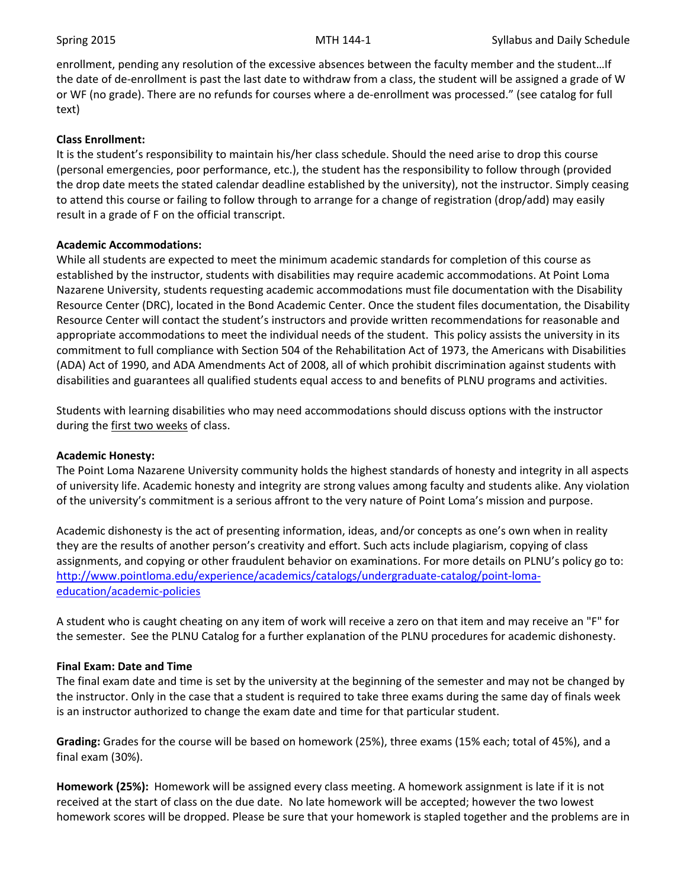enrollment, pending any resolution of the excessive absences between the faculty member and the student…If the date of de-enrollment is past the last date to withdraw from a class, the student will be assigned a grade of W or WF (no grade). There are no refunds for courses where a de-enrollment was processed." (see catalog for full text)

**Class Enrollment:**
It is the student's responsibility to maintain his/her class schedule. Should the need arise to drop this course (personal emergencies, poor performance, etc.), the student has the responsibility to follow through (provided the drop date meets the stated calendar deadline established by the university), not the instructor. Simply ceasing to attend this course or failing to follow through to arrange for a change of registration (drop/add) may easily result in a grade of F on the official transcript.

**Academic Accommodations:**
While all students are expected to meet the minimum academic standards for completion of this course as established by the instructor, students with disabilities may require academic accommodations. At Point Loma Nazarene University, students requesting academic accommodations must file documentation with the Disability Resource Center (DRC), located in the Bond Academic Center. Once the student files documentation, the Disability Resource Center will contact the student's instructors and provide written recommendations for reasonable and appropriate accommodations to meet the individual needs of the student. This policy assists the university in its commitment to full compliance with Section 504 of the Rehabilitation Act of 1973, the Americans with Disabilities (ADA) Act of 1990, and ADA Amendments Act of 2008, all of which prohibit discrimination against students with disabilities and guarantees all qualified students equal access to and benefits of PLNU programs and activities.

Students with learning disabilities who may need accommodations should discuss options with the instructor during the first two weeks of class.

**Academic Honesty:**
The Point Loma Nazarene University community holds the highest standards of honesty and integrity in all aspects of university life. Academic honesty and integrity are strong values among faculty and students alike. Any violation of the university's commitment is a serious affront to the very nature of Point Loma's mission and purpose.

Academic dishonesty is the act of presenting information, ideas, and/or concepts as one's own when in reality they are the results of another person's creativity and effort. Such acts include plagiarism, copying of class assignments, and copying or other fraudulent behavior on examinations. For more details on PLNU's policy go to: http://www.pointloma.edu/experience/academics/catalogs/undergraduate-catalog/point-loma-education/academic-policies

A student who is caught cheating on any item of work will receive a zero on that item and may receive an "F" for the semester. See the PLNU Catalog for a further explanation of the PLNU procedures for academic dishonesty.

**Final Exam: Date and Time**
The final exam date and time is set by the university at the beginning of the semester and may not be changed by the instructor. Only in the case that a student is required to take three exams during the same day of finals week is an instructor authorized to change the exam date and time for that particular student.

**Grading:** Grades for the course will be based on homework (25%), three exams (15% each; total of 45%), and a final exam (30%).

**Homework (25%):** Homework will be assigned every class meeting. A homework assignment is late if it is not received at the start of class on the due date. No late homework will be accepted; however the two lowest homework scores will be dropped. Please be sure that your homework is stapled together and the problems are in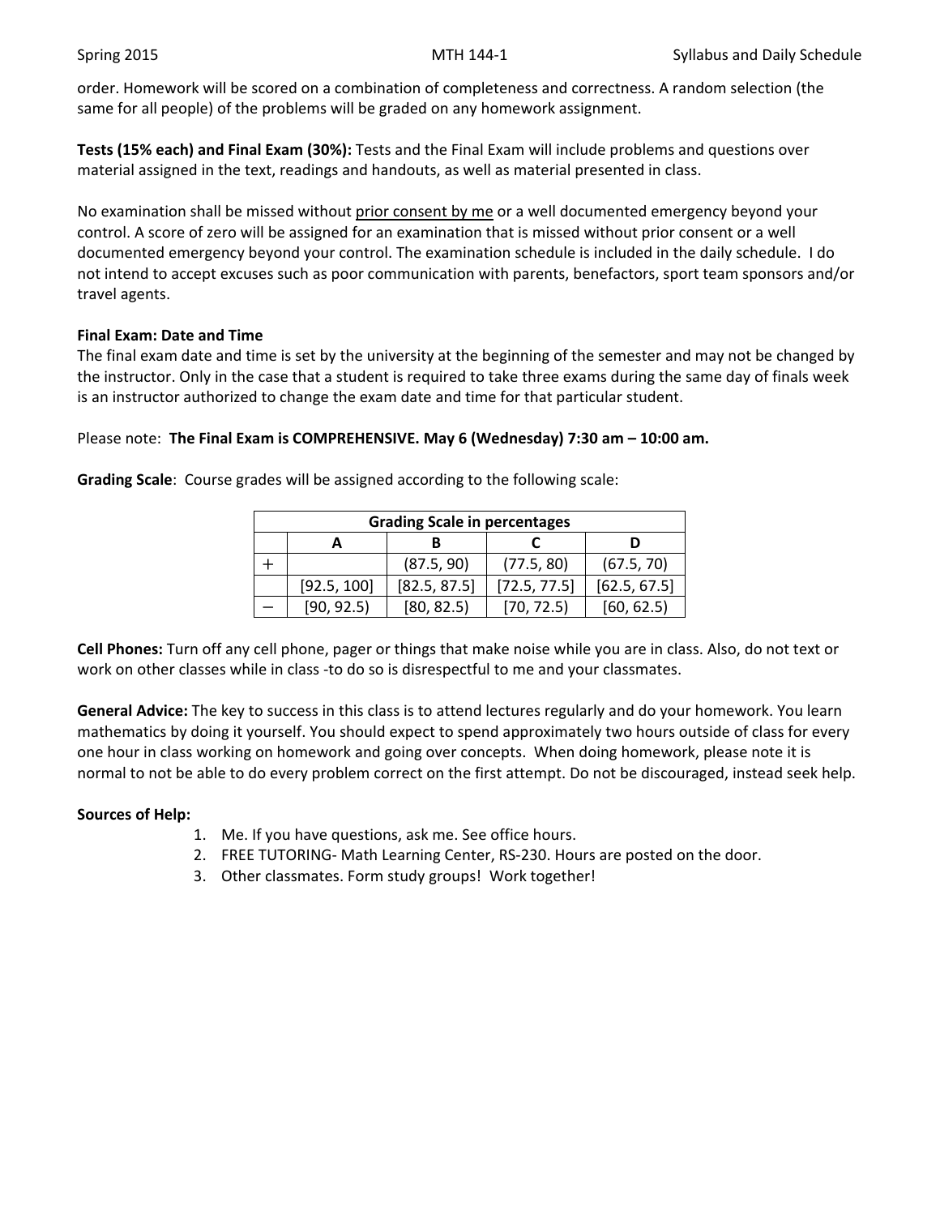order. Homework will be scored on a combination of completeness and correctness. A random selection (the same for all people) of the problems will be graded on any homework assignment.

**Tests (15% each) and Final Exam (30%):** Tests and the Final Exam will include problems and questions over material assigned in the text, readings and handouts, as well as material presented in class.

No examination shall be missed without <u>prior consent by me</u> or a well documented emergency beyond your control. A score of zero will be assigned for an examination that is missed without prior consent or a well documented emergency beyond your control. The examination schedule is included in the daily schedule. I do not intend to accept excuses such as poor communication with parents, benefactors, sport team sponsors and/or travel agents.

**Final Exam: Date and Time**
The final exam date and time is set by the university at the beginning of the semester and may not be changed by the instructor. Only in the case that a student is required to take three exams during the same day of finals week is an instructor authorized to change the exam date and time for that particular student.

Please note: **The Final Exam is COMPREHENSIVE. May 6 (Wednesday) 7:30 am – 10:00 am.**

**Grading Scale**: Course grades will be assigned according to the following scale:

| Grading Scale in percentages | | | | |
|---|---|---|---|---|
| | A | B | C | D |
| + | | (87.5, 90) | (77.5, 80) | (67.5, 70) |
| | [92.5, 100] | [82.5, 87.5] | [72.5, 77.5] | [62.5, 67.5] |
| – | [90, 92.5) | [80, 82.5) | [70, 72.5) | [60, 62.5) |

**Cell Phones:** Turn off any cell phone, pager or things that make noise while you are in class. Also, do not text or work on other classes while in class -to do so is disrespectful to me and your classmates.

**General Advice:** The key to success in this class is to attend lectures regularly and do your homework. You learn mathematics by doing it yourself. You should expect to spend approximately two hours outside of class for every one hour in class working on homework and going over concepts. When doing homework, please note it is normal to not be able to do every problem correct on the first attempt. Do not be discouraged, instead seek help.

**Sources of Help:**

1. Me. If you have questions, ask me. See office hours.
2. FREE TUTORING- Math Learning Center, RS-230. Hours are posted on the door.
3. Other classmates. Form study groups! Work together!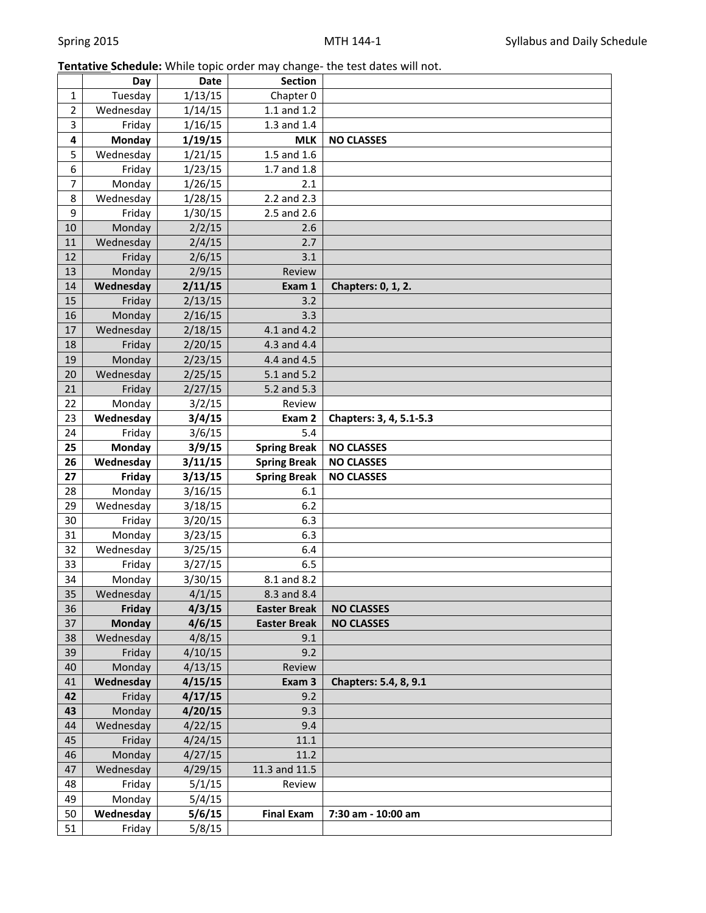**Tentative Schedule:** While topic order may change- the test dates will not.

| | Day | Date | Section | |
|---|---|---|---|---|
| 1 | Tuesday | 1/13/15 | Chapter 0 | |
| 2 | Wednesday | 1/14/15 | 1.1 and 1.2 | |
| 3 | Friday | 1/16/15 | 1.3 and 1.4 | |
| **4** | **Monday** | **1/19/15** | **MLK** | **NO CLASSES** |
| 5 | Wednesday | 1/21/15 | 1.5 and 1.6 | |
| 6 | Friday | 1/23/15 | 1.7 and 1.8 | |
| 7 | Monday | 1/26/15 | 2.1 | |
| 8 | Wednesday | 1/28/15 | 2.2 and 2.3 | |
| 9 | Friday | 1/30/15 | 2.5 and 2.6 | |
| 10 | Monday | 2/2/15 | 2.6 | |
| 11 | Wednesday | 2/4/15 | 2.7 | |
| 12 | Friday | 2/6/15 | 3.1 | |
| 13 | Monday | 2/9/15 | Review | |
| **14** | **Wednesday** | **2/11/15** | **Exam 1** | **Chapters: 0, 1, 2.** |
| 15 | Friday | 2/13/15 | 3.2 | |
| 16 | Monday | 2/16/15 | 3.3 | |
| 17 | Wednesday | 2/18/15 | 4.1 and 4.2 | |
| 18 | Friday | 2/20/15 | 4.3 and 4.4 | |
| 19 | Monday | 2/23/15 | 4.4 and 4.5 | |
| 20 | Wednesday | 2/25/15 | 5.1 and 5.2 | |
| 21 | Friday | 2/27/15 | 5.2 and 5.3 | |
| 22 | Monday | 3/2/15 | Review | |
| **23** | **Wednesday** | **3/4/15** | **Exam 2** | **Chapters: 3, 4, 5.1-5.3** |
| 24 | Friday | 3/6/15 | 5.4 | |
| **25** | **Monday** | **3/9/15** | **Spring Break** | **NO CLASSES** |
| **26** | **Wednesday** | **3/11/15** | **Spring Break** | **NO CLASSES** |
| **27** | **Friday** | **3/13/15** | **Spring Break** | **NO CLASSES** |
| 28 | Monday | 3/16/15 | 6.1 | |
| 29 | Wednesday | 3/18/15 | 6.2 | |
| 30 | Friday | 3/20/15 | 6.3 | |
| 31 | Monday | 3/23/15 | 6.3 | |
| 32 | Wednesday | 3/25/15 | 6.4 | |
| 33 | Friday | 3/27/15 | 6.5 | |
| 34 | Monday | 3/30/15 | 8.1 and 8.2 | |
| 35 | Wednesday | 4/1/15 | 8.3 and 8.4 | |
| 36 | **Friday** | **4/3/15** | **Easter Break** | **NO CLASSES** |
| 37 | **Monday** | **4/6/15** | **Easter Break** | **NO CLASSES** |
| 38 | Wednesday | 4/8/15 | 9.1 | |
| 39 | Friday | 4/10/15 | 9.2 | |
| 40 | Monday | 4/13/15 | Review | |
| 41 | **Wednesday** | **4/15/15** | **Exam 3** | **Chapters: 5.4, 8, 9.1** |
| **42** | Friday | **4/17/15** | 9.2 | |
| **43** | Monday | **4/20/15** | 9.3 | |
| 44 | Wednesday | 4/22/15 | 9.4 | |
| 45 | Friday | 4/24/15 | 11.1 | |
| 46 | Monday | 4/27/15 | 11.2 | |
| 47 | Wednesday | 4/29/15 | 11.3 and 11.5 | |
| 48 | Friday | 5/1/15 | Review | |
| 49 | Monday | 5/4/15 | | |
| 50 | **Wednesday** | **5/6/15** | **Final Exam** | **7:30 am - 10:00 am** |
| 51 | Friday | 5/8/15 | | |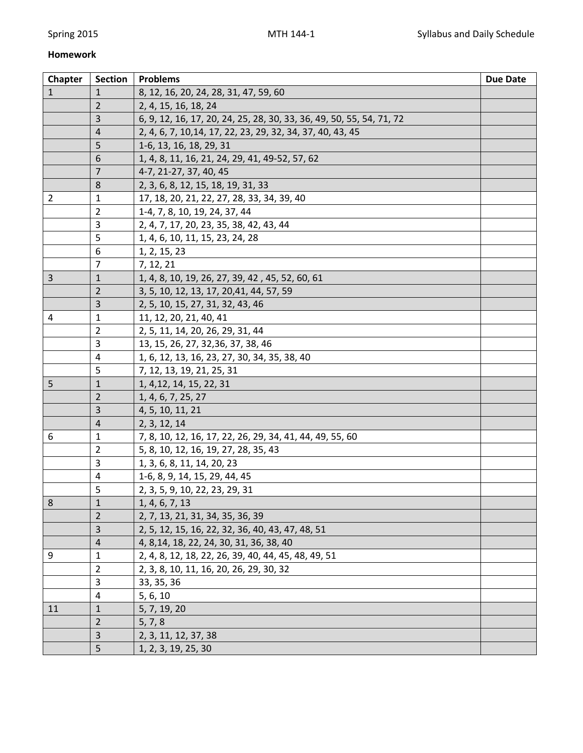**Homework**

| Chapter | Section | Problems | Due Date |
|---|---|---|---|
| 1 | 1 | 8, 12, 16, 20, 24, 28, 31, 47, 59, 60 | |
| | 2 | 2, 4, 15, 16, 18, 24 | |
| | 3 | 6, 9, 12, 16, 17, 20, 24, 25, 28, 30, 33, 36, 49, 50, 55, 54, 71, 72 | |
| | 4 | 2, 4, 6, 7, 10,14, 17, 22, 23, 29, 32, 34, 37, 40, 43, 45 | |
| | 5 | 1-6, 13, 16, 18, 29, 31 | |
| | 6 | 1, 4, 8, 11, 16, 21, 24, 29, 41, 49-52, 57, 62 | |
| | 7 | 4-7, 21-27, 37, 40, 45 | |
| | 8 | 2, 3, 6, 8, 12, 15, 18, 19, 31, 33 | |
| 2 | 1 | 17, 18, 20, 21, 22, 27, 28, 33, 34, 39, 40 | |
| | 2 | 1-4, 7, 8, 10, 19, 24, 37, 44 | |
| | 3 | 2, 4, 7, 17, 20, 23, 35, 38, 42, 43, 44 | |
| | 5 | 1, 4, 6, 10, 11, 15, 23, 24, 28 | |
| | 6 | 1, 2, 15, 23 | |
| | 7 | 7, 12, 21 | |
| 3 | 1 | 1, 4, 8, 10, 19, 26, 27, 39, 42 , 45, 52, 60, 61 | |
| | 2 | 3, 5, 10, 12, 13, 17, 20,41, 44, 57, 59 | |
| | 3 | 2, 5, 10, 15, 27, 31, 32, 43, 46 | |
| 4 | 1 | 11, 12, 20, 21, 40, 41 | |
| | 2 | 2, 5, 11, 14, 20, 26, 29, 31, 44 | |
| | 3 | 13, 15, 26, 27, 32,36, 37, 38, 46 | |
| | 4 | 1, 6, 12, 13, 16, 23, 27, 30, 34, 35, 38, 40 | |
| | 5 | 7, 12, 13, 19, 21, 25, 31 | |
| 5 | 1 | 1, 4,12, 14, 15, 22, 31 | |
| | 2 | 1, 4, 6, 7, 25, 27 | |
| | 3 | 4, 5, 10, 11, 21 | |
| | 4 | 2, 3, 12, 14 | |
| 6 | 1 | 7, 8, 10, 12, 16, 17, 22, 26, 29, 34, 41, 44, 49, 55, 60 | |
| | 2 | 5, 8, 10, 12, 16, 19, 27, 28, 35, 43 | |
| | 3 | 1, 3, 6, 8, 11, 14, 20, 23 | |
| | 4 | 1-6, 8, 9, 14, 15, 29, 44, 45 | |
| | 5 | 2, 3, 5, 9, 10, 22, 23, 29, 31 | |
| 8 | 1 | 1, 4, 6, 7, 13 | |
| | 2 | 2, 7, 13, 21, 31, 34, 35, 36, 39 | |
| | 3 | 2, 5, 12, 15, 16, 22, 32, 36, 40, 43, 47, 48, 51 | |
| | 4 | 4, 8,14, 18, 22, 24, 30, 31, 36, 38, 40 | |
| 9 | 1 | 2, 4, 8, 12, 18, 22, 26, 39, 40, 44, 45, 48, 49, 51 | |
| | 2 | 2, 3, 8, 10, 11, 16, 20, 26, 29, 30, 32 | |
| | 3 | 33, 35, 36 | |
| | 4 | 5, 6, 10 | |
| 11 | 1 | 5, 7, 19, 20 | |
| | 2 | 5, 7, 8 | |
| | 3 | 2, 3, 11, 12, 37, 38 | |
| | 5 | 1, 2, 3, 19, 25, 30 | |